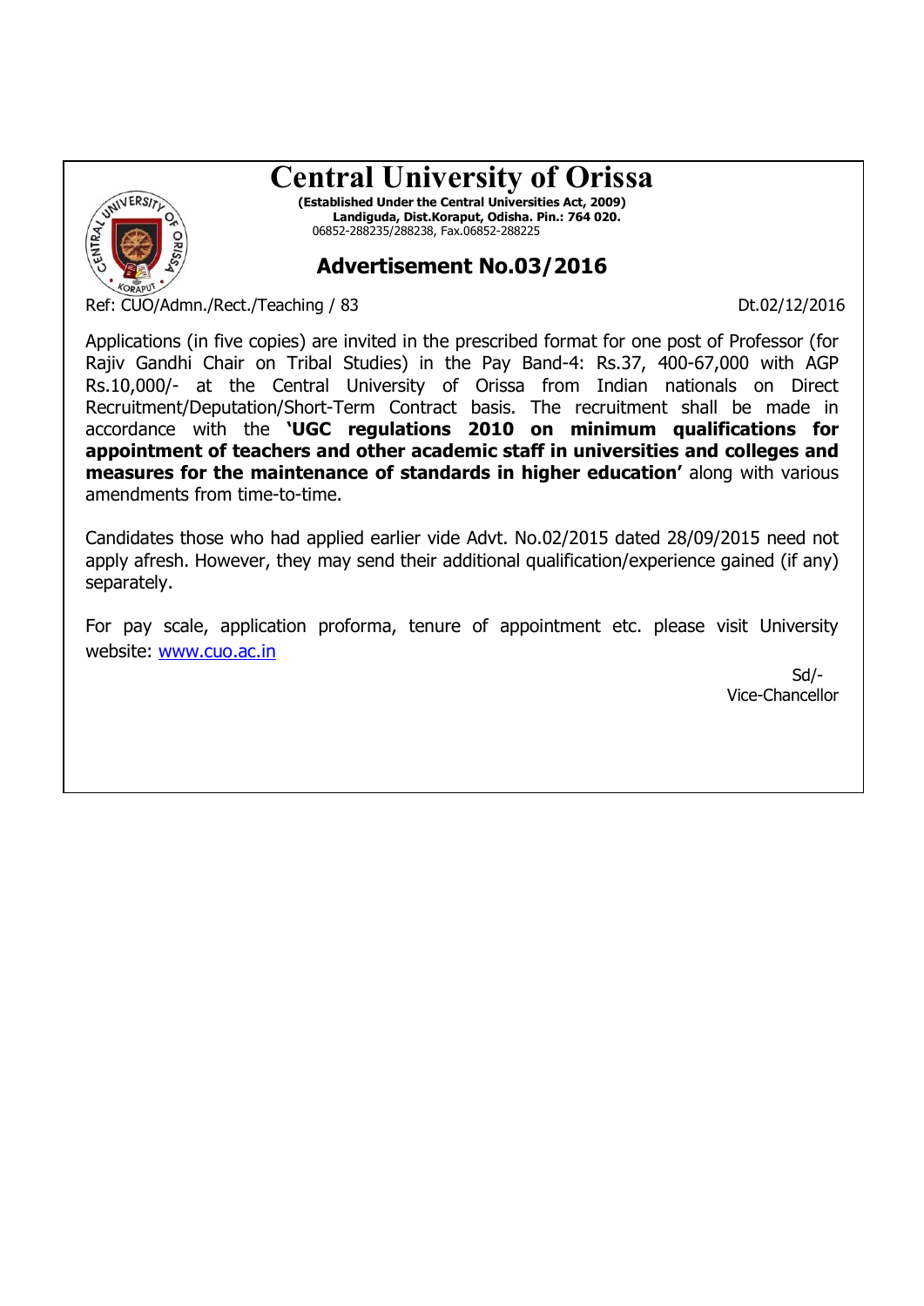# Central University of Orissa

**(Established Under the Central Universities Act, 2009)**
**Landiguda, Dist.Koraput, Odisha. Pin.: 764 020.**
06852-288235/288238, Fax.06852-288225

## Advertisement No.03/2016

Ref: CUO/Admn./Rect./Teaching / 83 Dt.02/12/2016

Applications (in five copies) are invited in the prescribed format for one post of Professor (for Rajiv Gandhi Chair on Tribal Studies) in the Pay Band-4: Rs.37, 400-67,000 with AGP Rs.10,000/- at the Central University of Orissa from Indian nationals on Direct Recruitment/Deputation/Short-Term Contract basis. The recruitment shall be made in accordance with the **'UGC regulations 2010 on minimum qualifications for appointment of teachers and other academic staff in universities and colleges and measures for the maintenance of standards in higher education'** along with various amendments from time-to-time.

Candidates those who had applied earlier vide Advt. No.02/2015 dated 28/09/2015 need not apply afresh. However, they may send their additional qualification/experience gained (if any) separately.

For pay scale, application proforma, tenure of appointment etc. please visit University website: www.cuo.ac.in

Sd/-
Vice-Chancellor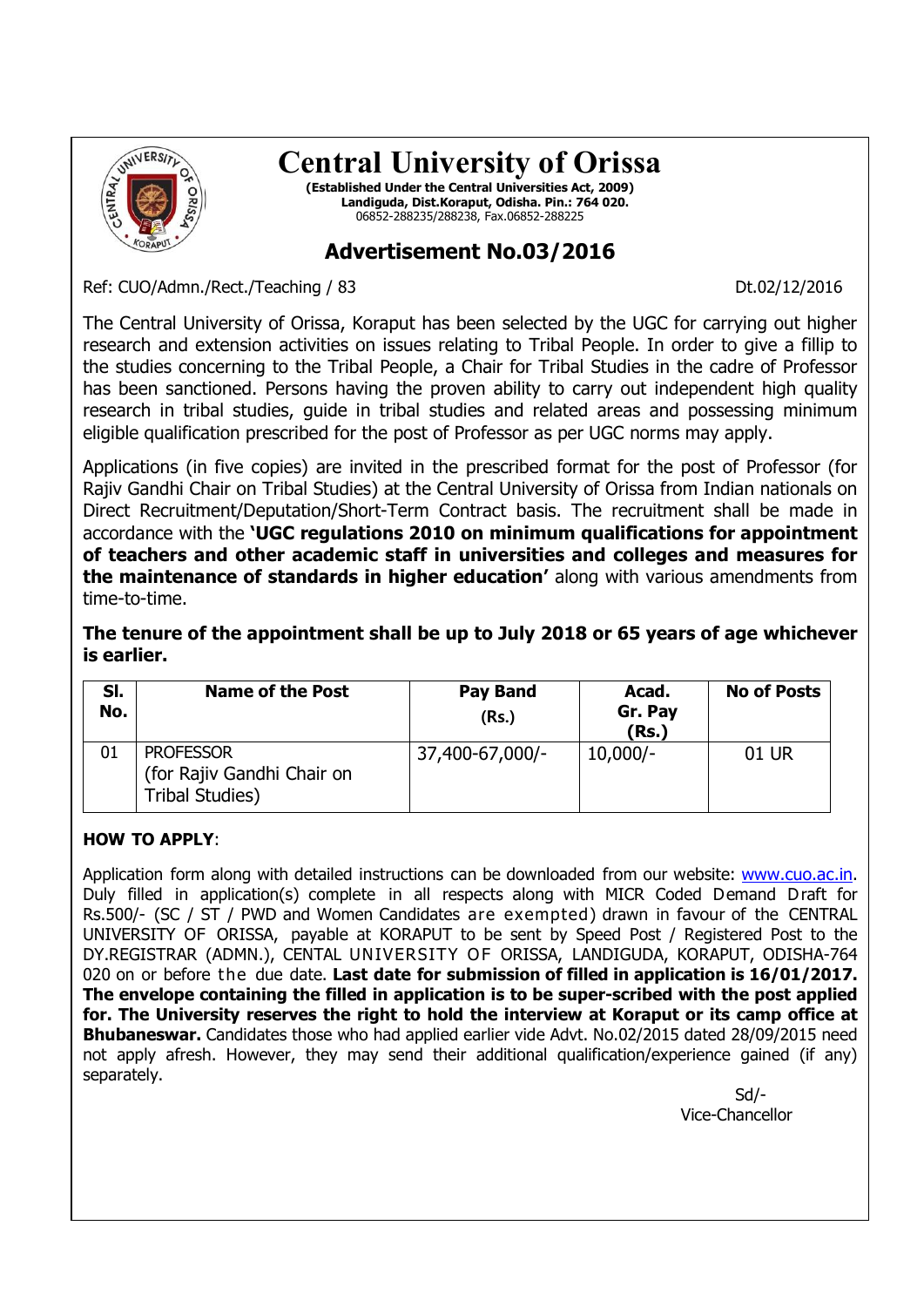# Central University of Orissa

**(Established Under the Central Universities Act, 2009)**
**Landiguda, Dist.Koraput, Odisha. Pin.: 764 020.**
06852-288235/288238, Fax.06852-288225

## Advertisement No.03/2016

Ref: CUO/Admn./Rect./Teaching / 83 Dt.02/12/2016

The Central University of Orissa, Koraput has been selected by the UGC for carrying out higher research and extension activities on issues relating to Tribal People. In order to give a fillip to the studies concerning to the Tribal People, a Chair for Tribal Studies in the cadre of Professor has been sanctioned. Persons having the proven ability to carry out independent high quality research in tribal studies, guide in tribal studies and related areas and possessing minimum eligible qualification prescribed for the post of Professor as per UGC norms may apply.

Applications (in five copies) are invited in the prescribed format for the post of Professor (for Rajiv Gandhi Chair on Tribal Studies) at the Central University of Orissa from Indian nationals on Direct Recruitment/Deputation/Short-Term Contract basis. The recruitment shall be made in accordance with the **'UGC regulations 2010 on minimum qualifications for appointment of teachers and other academic staff in universities and colleges and measures for the maintenance of standards in higher education'** along with various amendments from time-to-time.

**The tenure of the appointment shall be up to July 2018 or 65 years of age whichever is earlier.**

| Sl. No. | Name of the Post | Pay Band (Rs.) | Acad. Gr. Pay (Rs.) | No of Posts |
|---|---|---|---|---|
| 01 | PROFESSOR (for Rajiv Gandhi Chair on Tribal Studies) | 37,400-67,000/- | 10,000/- | 01 UR |

**HOW TO APPLY**:

Application form along with detailed instructions can be downloaded from our website: www.cuo.ac.in. Duly filled in application(s) complete in all respects along with MICR Coded Demand Draft for Rs.500/- (SC / ST / PWD and Women Candidates are exempted) drawn in favour of the CENTRAL UNIVERSITY OF ORISSA, payable at KORAPUT to be sent by Speed Post / Registered Post to the DY.REGISTRAR (ADMN.), CENTAL UNIVERSITY OF ORISSA, LANDIGUDA, KORAPUT, ODISHA-764 020 on or before the due date. **Last date for submission of filled in application is 16/01/2017. The envelope containing the filled in application is to be super-scribed with the post applied for. The University reserves the right to hold the interview at Koraput or its camp office at Bhubaneswar.** Candidates those who had applied earlier vide Advt. No.02/2015 dated 28/09/2015 need not apply afresh. However, they may send their additional qualification/experience gained (if any) separately.

Sd/-
Vice-Chancellor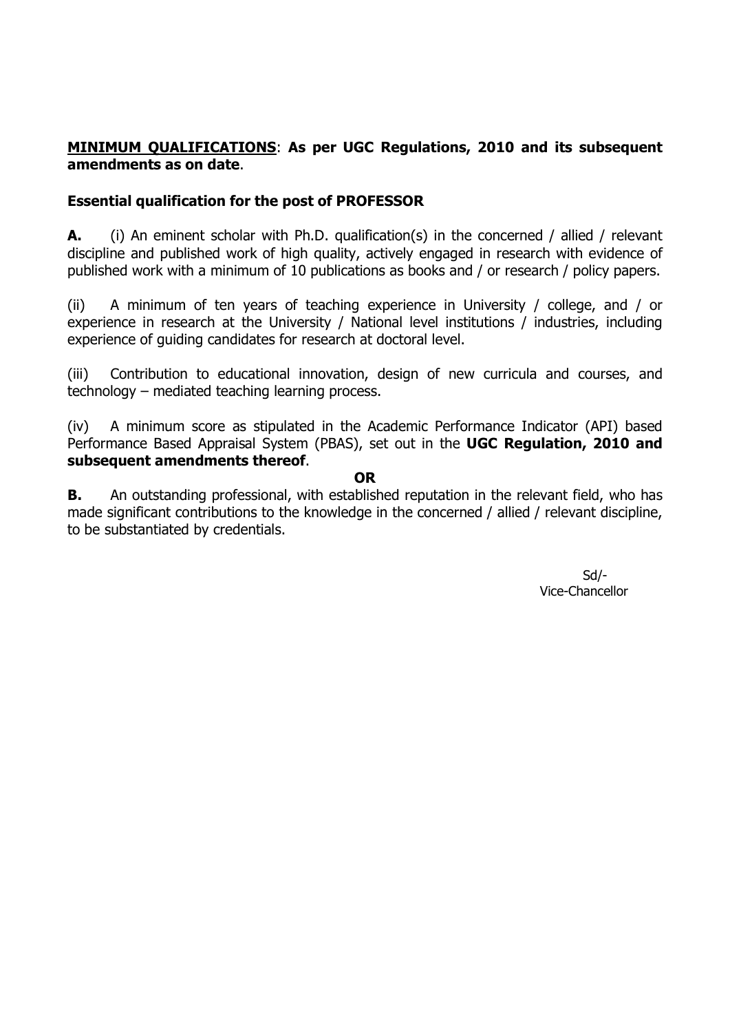**<u>MINIMUM QUALIFICATIONS</u>**: **As per UGC Regulations, 2010 and its subsequent amendments as on date**.

### Essential qualification for the post of PROFESSOR

**A.** (i) An eminent scholar with Ph.D. qualification(s) in the concerned / allied / relevant discipline and published work of high quality, actively engaged in research with evidence of published work with a minimum of 10 publications as books and / or research / policy papers.

(ii) A minimum of ten years of teaching experience in University / college, and / or experience in research at the University / National level institutions / industries, including experience of guiding candidates for research at doctoral level.

(iii) Contribution to educational innovation, design of new curricula and courses, and technology – mediated teaching learning process.

(iv) A minimum score as stipulated in the Academic Performance Indicator (API) based Performance Based Appraisal System (PBAS), set out in the **UGC Regulation, 2010 and subsequent amendments thereof**.

**OR**

**B.** An outstanding professional, with established reputation in the relevant field, who has made significant contributions to the knowledge in the concerned / allied / relevant discipline, to be substantiated by credentials.

Sd/-
Vice-Chancellor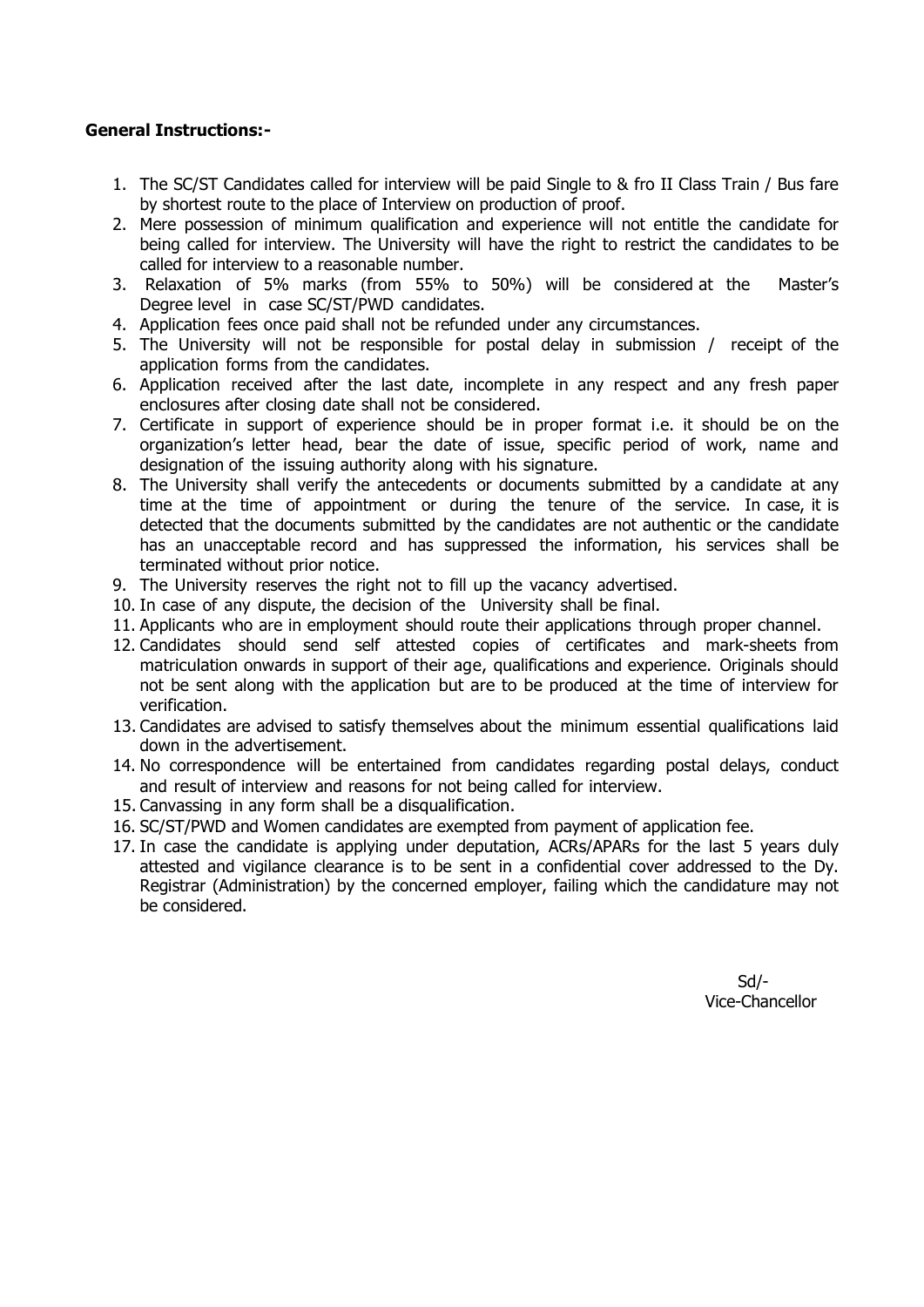**General Instructions:-**

1. The SC/ST Candidates called for interview will be paid Single to & fro II Class Train / Bus fare by shortest route to the place of Interview on production of proof.
2. Mere possession of minimum qualification and experience will not entitle the candidate for being called for interview. The University will have the right to restrict the candidates to be called for interview to a reasonable number.
3. Relaxation of 5% marks (from 55% to 50%) will be considered at the Master's Degree level in case SC/ST/PWD candidates.
4. Application fees once paid shall not be refunded under any circumstances.
5. The University will not be responsible for postal delay in submission / receipt of the application forms from the candidates.
6. Application received after the last date, incomplete in any respect and any fresh paper enclosures after closing date shall not be considered.
7. Certificate in support of experience should be in proper format i.e. it should be on the organization's letter head, bear the date of issue, specific period of work, name and designation of the issuing authority along with his signature.
8. The University shall verify the antecedents or documents submitted by a candidate at any time at the time of appointment or during the tenure of the service. In case, it is detected that the documents submitted by the candidates are not authentic or the candidate has an unacceptable record and has suppressed the information, his services shall be terminated without prior notice.
9. The University reserves the right not to fill up the vacancy advertised.
10. In case of any dispute, the decision of the University shall be final.
11. Applicants who are in employment should route their applications through proper channel.
12. Candidates should send self attested copies of certificates and mark-sheets from matriculation onwards in support of their age, qualifications and experience. Originals should not be sent along with the application but are to be produced at the time of interview for verification.
13. Candidates are advised to satisfy themselves about the minimum essential qualifications laid down in the advertisement.
14. No correspondence will be entertained from candidates regarding postal delays, conduct and result of interview and reasons for not being called for interview.
15. Canvassing in any form shall be a disqualification.
16. SC/ST/PWD and Women candidates are exempted from payment of application fee.
17. In case the candidate is applying under deputation, ACRs/APARs for the last 5 years duly attested and vigilance clearance is to be sent in a confidential cover addressed to the Dy. Registrar (Administration) by the concerned employer, failing which the candidature may not be considered.

Sd/-
Vice-Chancellor